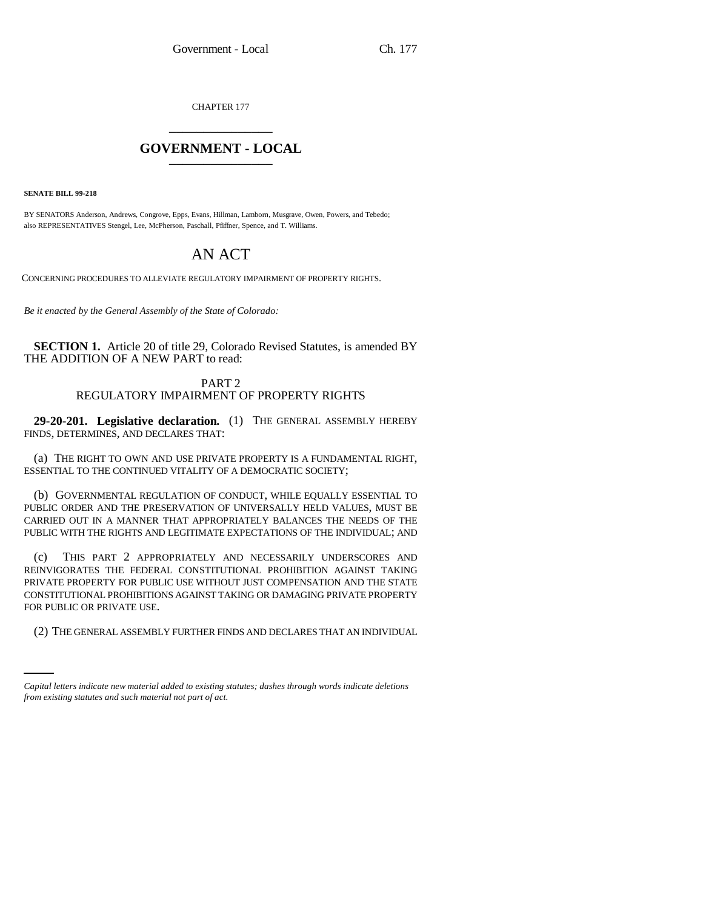CHAPTER 177

# GOVERNMENT - LOCAL

**SENATE BILL 99-218**

BY SENATORS Anderson, Andrews, Congrove, Epps, Evans, Hillman, Lamborn, Musgrave, Owen, Powers, and Tebedo;
also REPRESENTATIVES Stengel, Lee, McPherson, Paschall, Pfiffner, Spence, and T. Williams.

# AN ACT

CONCERNING PROCEDURES TO ALLEVIATE REGULATORY IMPAIRMENT OF PROPERTY RIGHTS.

*Be it enacted by the General Assembly of the State of Colorado:*

**SECTION 1.** Article 20 of title 29, Colorado Revised Statutes, is amended BY THE ADDITION OF A NEW PART to read:

## PART 2
## REGULATORY IMPAIRMENT OF PROPERTY RIGHTS

**29-20-201. Legislative declaration.** (1) THE GENERAL ASSEMBLY HEREBY FINDS, DETERMINES, AND DECLARES THAT:

(a) THE RIGHT TO OWN AND USE PRIVATE PROPERTY IS A FUNDAMENTAL RIGHT, ESSENTIAL TO THE CONTINUED VITALITY OF A DEMOCRATIC SOCIETY;

(b) GOVERNMENTAL REGULATION OF CONDUCT, WHILE EQUALLY ESSENTIAL TO PUBLIC ORDER AND THE PRESERVATION OF UNIVERSALLY HELD VALUES, MUST BE CARRIED OUT IN A MANNER THAT APPROPRIATELY BALANCES THE NEEDS OF THE PUBLIC WITH THE RIGHTS AND LEGITIMATE EXPECTATIONS OF THE INDIVIDUAL; AND

(c) THIS PART 2 APPROPRIATELY AND NECESSARILY UNDERSCORES AND REINVIGORATES THE FEDERAL CONSTITUTIONAL PROHIBITION AGAINST TAKING PRIVATE PROPERTY FOR PUBLIC USE WITHOUT JUST COMPENSATION AND THE STATE CONSTITUTIONAL PROHIBITIONS AGAINST TAKING OR DAMAGING PRIVATE PROPERTY FOR PUBLIC OR PRIVATE USE.

(2) THE GENERAL ASSEMBLY FURTHER FINDS AND DECLARES THAT AN INDIVIDUAL

*Capital letters indicate new material added to existing statutes; dashes through words indicate deletions from existing statutes and such material not part of act.*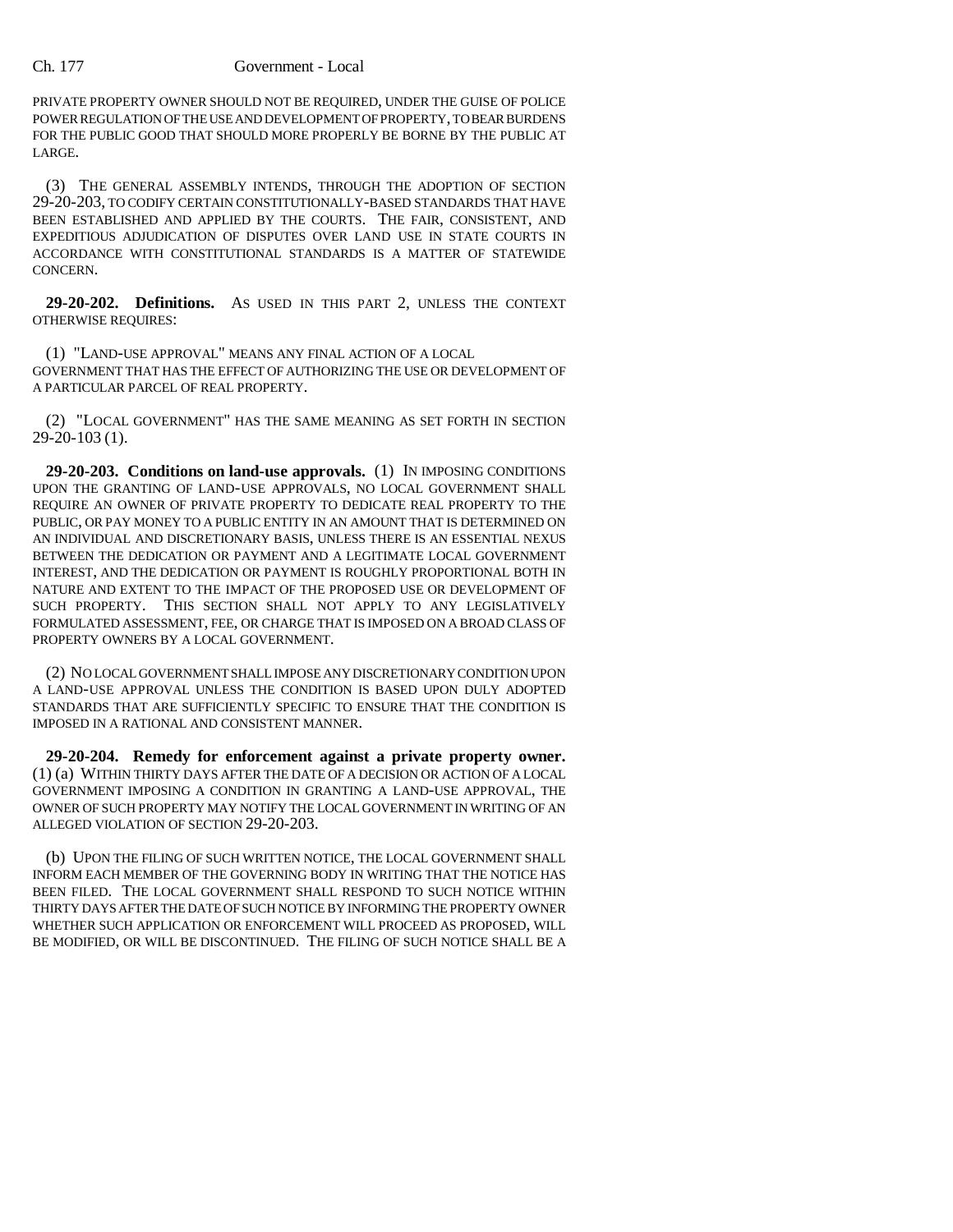PRIVATE PROPERTY OWNER SHOULD NOT BE REQUIRED, UNDER THE GUISE OF POLICE POWER REGULATION OF THE USE AND DEVELOPMENT OF PROPERTY, TO BEAR BURDENS FOR THE PUBLIC GOOD THAT SHOULD MORE PROPERLY BE BORNE BY THE PUBLIC AT LARGE.

(3) THE GENERAL ASSEMBLY INTENDS, THROUGH THE ADOPTION OF SECTION 29-20-203, TO CODIFY CERTAIN CONSTITUTIONALLY-BASED STANDARDS THAT HAVE BEEN ESTABLISHED AND APPLIED BY THE COURTS. THE FAIR, CONSISTENT, AND EXPEDITIOUS ADJUDICATION OF DISPUTES OVER LAND USE IN STATE COURTS IN ACCORDANCE WITH CONSTITUTIONAL STANDARDS IS A MATTER OF STATEWIDE CONCERN.

**29-20-202. Definitions.** AS USED IN THIS PART 2, UNLESS THE CONTEXT OTHERWISE REQUIRES:

(1) "LAND-USE APPROVAL" MEANS ANY FINAL ACTION OF A LOCAL GOVERNMENT THAT HAS THE EFFECT OF AUTHORIZING THE USE OR DEVELOPMENT OF A PARTICULAR PARCEL OF REAL PROPERTY.

(2) "LOCAL GOVERNMENT" HAS THE SAME MEANING AS SET FORTH IN SECTION 29-20-103 (1).

**29-20-203. Conditions on land-use approvals.** (1) IN IMPOSING CONDITIONS UPON THE GRANTING OF LAND-USE APPROVALS, NO LOCAL GOVERNMENT SHALL REQUIRE AN OWNER OF PRIVATE PROPERTY TO DEDICATE REAL PROPERTY TO THE PUBLIC, OR PAY MONEY TO A PUBLIC ENTITY IN AN AMOUNT THAT IS DETERMINED ON AN INDIVIDUAL AND DISCRETIONARY BASIS, UNLESS THERE IS AN ESSENTIAL NEXUS BETWEEN THE DEDICATION OR PAYMENT AND A LEGITIMATE LOCAL GOVERNMENT INTEREST, AND THE DEDICATION OR PAYMENT IS ROUGHLY PROPORTIONAL BOTH IN NATURE AND EXTENT TO THE IMPACT OF THE PROPOSED USE OR DEVELOPMENT OF SUCH PROPERTY. THIS SECTION SHALL NOT APPLY TO ANY LEGISLATIVELY FORMULATED ASSESSMENT, FEE, OR CHARGE THAT IS IMPOSED ON A BROAD CLASS OF PROPERTY OWNERS BY A LOCAL GOVERNMENT.

(2) NO LOCAL GOVERNMENT SHALL IMPOSE ANY DISCRETIONARY CONDITION UPON A LAND-USE APPROVAL UNLESS THE CONDITION IS BASED UPON DULY ADOPTED STANDARDS THAT ARE SUFFICIENTLY SPECIFIC TO ENSURE THAT THE CONDITION IS IMPOSED IN A RATIONAL AND CONSISTENT MANNER.

**29-20-204. Remedy for enforcement against a private property owner.** (1) (a) WITHIN THIRTY DAYS AFTER THE DATE OF A DECISION OR ACTION OF A LOCAL GOVERNMENT IMPOSING A CONDITION IN GRANTING A LAND-USE APPROVAL, THE OWNER OF SUCH PROPERTY MAY NOTIFY THE LOCAL GOVERNMENT IN WRITING OF AN ALLEGED VIOLATION OF SECTION 29-20-203.

(b) UPON THE FILING OF SUCH WRITTEN NOTICE, THE LOCAL GOVERNMENT SHALL INFORM EACH MEMBER OF THE GOVERNING BODY IN WRITING THAT THE NOTICE HAS BEEN FILED. THE LOCAL GOVERNMENT SHALL RESPOND TO SUCH NOTICE WITHIN THIRTY DAYS AFTER THE DATE OF SUCH NOTICE BY INFORMING THE PROPERTY OWNER WHETHER SUCH APPLICATION OR ENFORCEMENT WILL PROCEED AS PROPOSED, WILL BE MODIFIED, OR WILL BE DISCONTINUED. THE FILING OF SUCH NOTICE SHALL BE A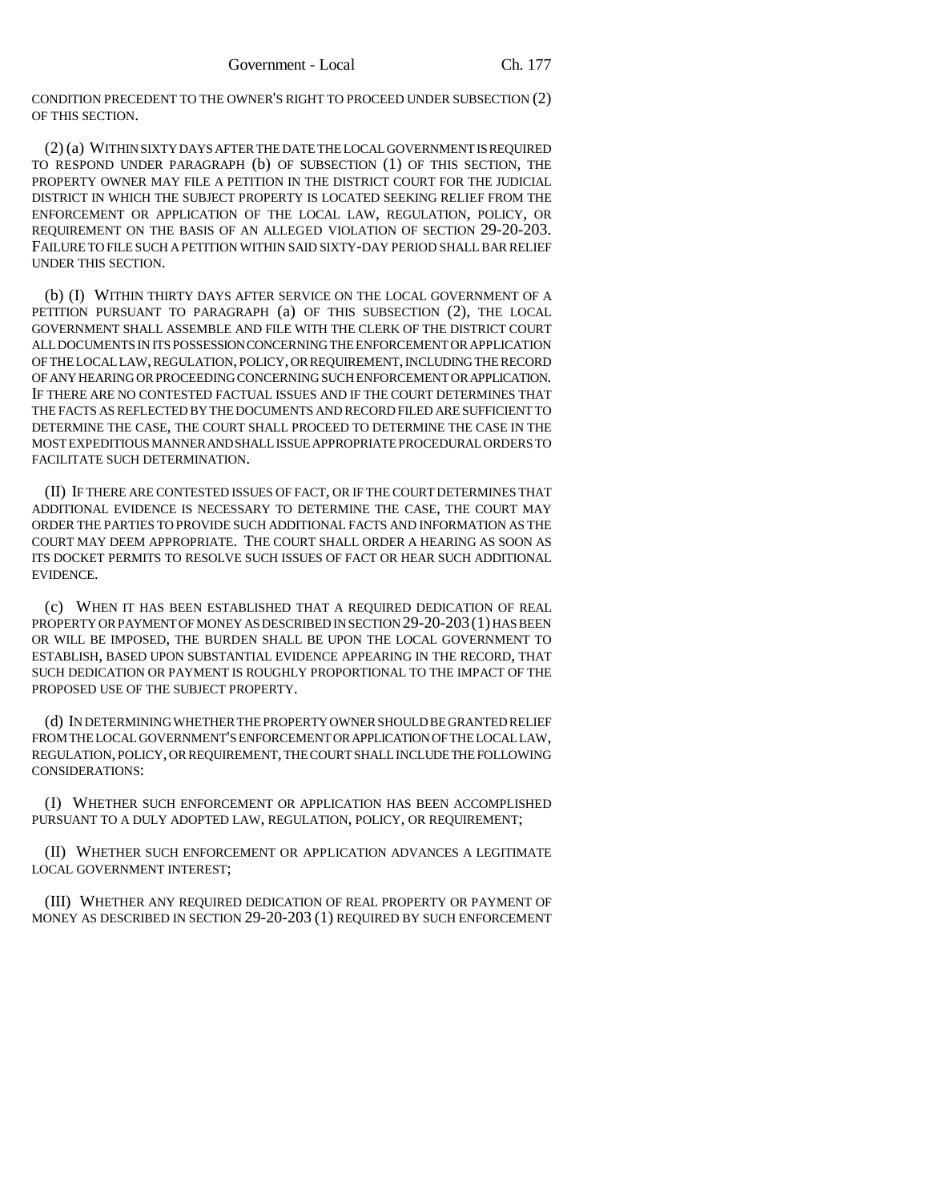CONDITION PRECEDENT TO THE OWNER'S RIGHT TO PROCEED UNDER SUBSECTION (2) OF THIS SECTION.

(2) (a) WITHIN SIXTY DAYS AFTER THE DATE THE LOCAL GOVERNMENT IS REQUIRED TO RESPOND UNDER PARAGRAPH (b) OF SUBSECTION (1) OF THIS SECTION, THE PROPERTY OWNER MAY FILE A PETITION IN THE DISTRICT COURT FOR THE JUDICIAL DISTRICT IN WHICH THE SUBJECT PROPERTY IS LOCATED SEEKING RELIEF FROM THE ENFORCEMENT OR APPLICATION OF THE LOCAL LAW, REGULATION, POLICY, OR REQUIREMENT ON THE BASIS OF AN ALLEGED VIOLATION OF SECTION 29-20-203. FAILURE TO FILE SUCH A PETITION WITHIN SAID SIXTY-DAY PERIOD SHALL BAR RELIEF UNDER THIS SECTION.

(b) (I) WITHIN THIRTY DAYS AFTER SERVICE ON THE LOCAL GOVERNMENT OF A PETITION PURSUANT TO PARAGRAPH (a) OF THIS SUBSECTION (2), THE LOCAL GOVERNMENT SHALL ASSEMBLE AND FILE WITH THE CLERK OF THE DISTRICT COURT ALL DOCUMENTS IN ITS POSSESSION CONCERNING THE ENFORCEMENT OR APPLICATION OF THE LOCAL LAW, REGULATION, POLICY, OR REQUIREMENT, INCLUDING THE RECORD OF ANY HEARING OR PROCEEDING CONCERNING SUCH ENFORCEMENT OR APPLICATION. IF THERE ARE NO CONTESTED FACTUAL ISSUES AND IF THE COURT DETERMINES THAT THE FACTS AS REFLECTED BY THE DOCUMENTS AND RECORD FILED ARE SUFFICIENT TO DETERMINE THE CASE, THE COURT SHALL PROCEED TO DETERMINE THE CASE IN THE MOST EXPEDITIOUS MANNER AND SHALL ISSUE APPROPRIATE PROCEDURAL ORDERS TO FACILITATE SUCH DETERMINATION.

(II) IF THERE ARE CONTESTED ISSUES OF FACT, OR IF THE COURT DETERMINES THAT ADDITIONAL EVIDENCE IS NECESSARY TO DETERMINE THE CASE, THE COURT MAY ORDER THE PARTIES TO PROVIDE SUCH ADDITIONAL FACTS AND INFORMATION AS THE COURT MAY DEEM APPROPRIATE. THE COURT SHALL ORDER A HEARING AS SOON AS ITS DOCKET PERMITS TO RESOLVE SUCH ISSUES OF FACT OR HEAR SUCH ADDITIONAL EVIDENCE.

(c) WHEN IT HAS BEEN ESTABLISHED THAT A REQUIRED DEDICATION OF REAL PROPERTY OR PAYMENT OF MONEY AS DESCRIBED IN SECTION 29-20-203 (1) HAS BEEN OR WILL BE IMPOSED, THE BURDEN SHALL BE UPON THE LOCAL GOVERNMENT TO ESTABLISH, BASED UPON SUBSTANTIAL EVIDENCE APPEARING IN THE RECORD, THAT SUCH DEDICATION OR PAYMENT IS ROUGHLY PROPORTIONAL TO THE IMPACT OF THE PROPOSED USE OF THE SUBJECT PROPERTY.

(d) IN DETERMINING WHETHER THE PROPERTY OWNER SHOULD BE GRANTED RELIEF FROM THE LOCAL GOVERNMENT'S ENFORCEMENT OR APPLICATION OF THE LOCAL LAW, REGULATION, POLICY, OR REQUIREMENT, THE COURT SHALL INCLUDE THE FOLLOWING CONSIDERATIONS:

(I) WHETHER SUCH ENFORCEMENT OR APPLICATION HAS BEEN ACCOMPLISHED PURSUANT TO A DULY ADOPTED LAW, REGULATION, POLICY, OR REQUIREMENT;

(II) WHETHER SUCH ENFORCEMENT OR APPLICATION ADVANCES A LEGITIMATE LOCAL GOVERNMENT INTEREST;

(III) WHETHER ANY REQUIRED DEDICATION OF REAL PROPERTY OR PAYMENT OF MONEY AS DESCRIBED IN SECTION 29-20-203 (1) REQUIRED BY SUCH ENFORCEMENT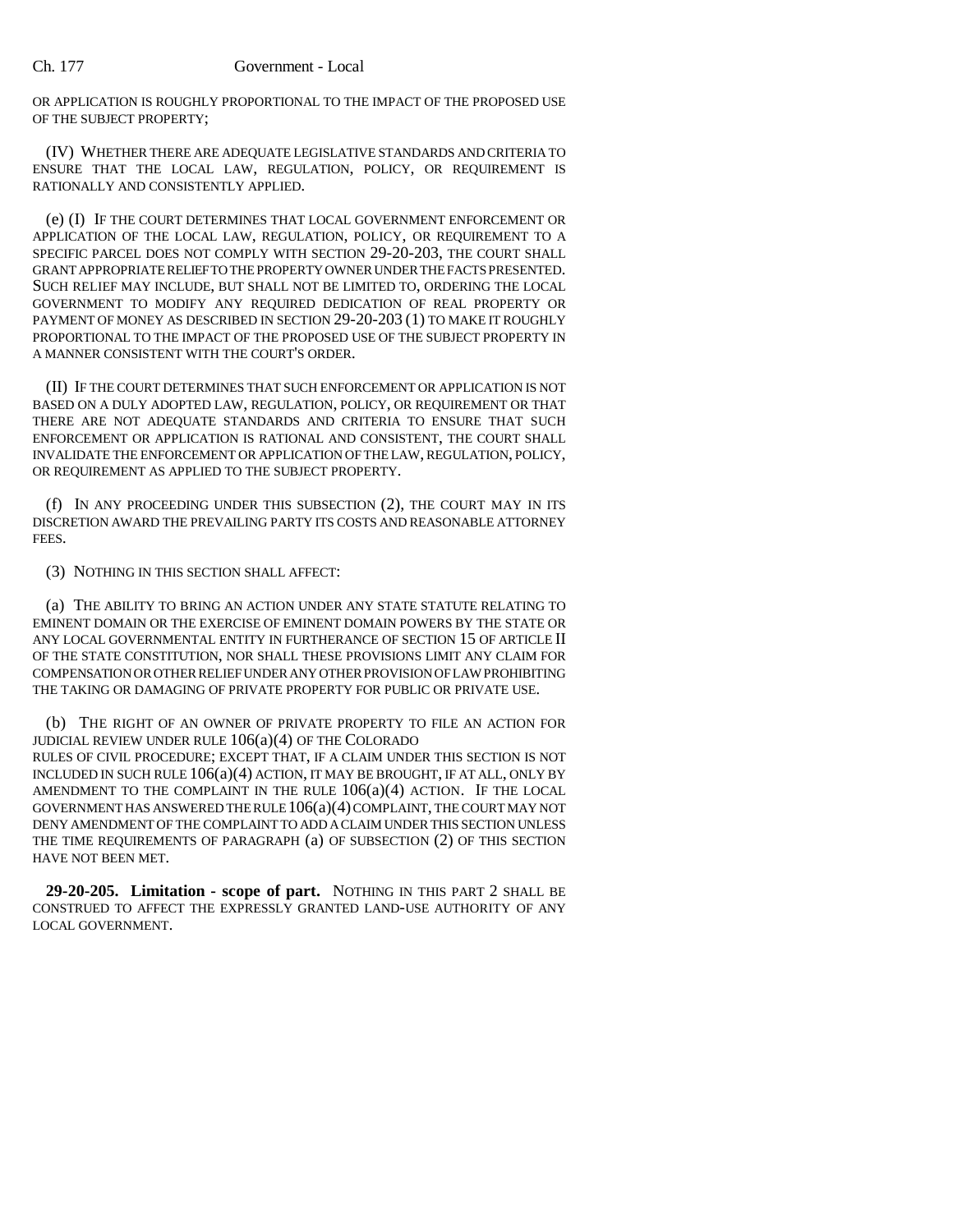OR APPLICATION IS ROUGHLY PROPORTIONAL TO THE IMPACT OF THE PROPOSED USE OF THE SUBJECT PROPERTY;

(IV) WHETHER THERE ARE ADEQUATE LEGISLATIVE STANDARDS AND CRITERIA TO ENSURE THAT THE LOCAL LAW, REGULATION, POLICY, OR REQUIREMENT IS RATIONALLY AND CONSISTENTLY APPLIED.

(e) (I) IF THE COURT DETERMINES THAT LOCAL GOVERNMENT ENFORCEMENT OR APPLICATION OF THE LOCAL LAW, REGULATION, POLICY, OR REQUIREMENT TO A SPECIFIC PARCEL DOES NOT COMPLY WITH SECTION 29-20-203, THE COURT SHALL GRANT APPROPRIATE RELIEF TO THE PROPERTY OWNER UNDER THE FACTS PRESENTED. SUCH RELIEF MAY INCLUDE, BUT SHALL NOT BE LIMITED TO, ORDERING THE LOCAL GOVERNMENT TO MODIFY ANY REQUIRED DEDICATION OF REAL PROPERTY OR PAYMENT OF MONEY AS DESCRIBED IN SECTION 29-20-203 (1) TO MAKE IT ROUGHLY PROPORTIONAL TO THE IMPACT OF THE PROPOSED USE OF THE SUBJECT PROPERTY IN A MANNER CONSISTENT WITH THE COURT'S ORDER.

(II) IF THE COURT DETERMINES THAT SUCH ENFORCEMENT OR APPLICATION IS NOT BASED ON A DULY ADOPTED LAW, REGULATION, POLICY, OR REQUIREMENT OR THAT THERE ARE NOT ADEQUATE STANDARDS AND CRITERIA TO ENSURE THAT SUCH ENFORCEMENT OR APPLICATION IS RATIONAL AND CONSISTENT, THE COURT SHALL INVALIDATE THE ENFORCEMENT OR APPLICATION OF THE LAW, REGULATION, POLICY, OR REQUIREMENT AS APPLIED TO THE SUBJECT PROPERTY.

(f) IN ANY PROCEEDING UNDER THIS SUBSECTION (2), THE COURT MAY IN ITS DISCRETION AWARD THE PREVAILING PARTY ITS COSTS AND REASONABLE ATTORNEY FEES.

(3) NOTHING IN THIS SECTION SHALL AFFECT:

(a) THE ABILITY TO BRING AN ACTION UNDER ANY STATE STATUTE RELATING TO EMINENT DOMAIN OR THE EXERCISE OF EMINENT DOMAIN POWERS BY THE STATE OR ANY LOCAL GOVERNMENTAL ENTITY IN FURTHERANCE OF SECTION 15 OF ARTICLE II OF THE STATE CONSTITUTION, NOR SHALL THESE PROVISIONS LIMIT ANY CLAIM FOR COMPENSATION OR OTHER RELIEF UNDER ANY OTHER PROVISION OF LAW PROHIBITING THE TAKING OR DAMAGING OF PRIVATE PROPERTY FOR PUBLIC OR PRIVATE USE.

(b) THE RIGHT OF AN OWNER OF PRIVATE PROPERTY TO FILE AN ACTION FOR JUDICIAL REVIEW UNDER RULE 106(a)(4) OF THE COLORADO RULES OF CIVIL PROCEDURE; EXCEPT THAT, IF A CLAIM UNDER THIS SECTION IS NOT INCLUDED IN SUCH RULE 106(a)(4) ACTION, IT MAY BE BROUGHT, IF AT ALL, ONLY BY AMENDMENT TO THE COMPLAINT IN THE RULE 106(a)(4) ACTION. IF THE LOCAL GOVERNMENT HAS ANSWERED THE RULE 106(a)(4) COMPLAINT, THE COURT MAY NOT DENY AMENDMENT OF THE COMPLAINT TO ADD A CLAIM UNDER THIS SECTION UNLESS THE TIME REQUIREMENTS OF PARAGRAPH (a) OF SUBSECTION (2) OF THIS SECTION HAVE NOT BEEN MET.

**29-20-205. Limitation - scope of part.** NOTHING IN THIS PART 2 SHALL BE CONSTRUED TO AFFECT THE EXPRESSLY GRANTED LAND-USE AUTHORITY OF ANY LOCAL GOVERNMENT.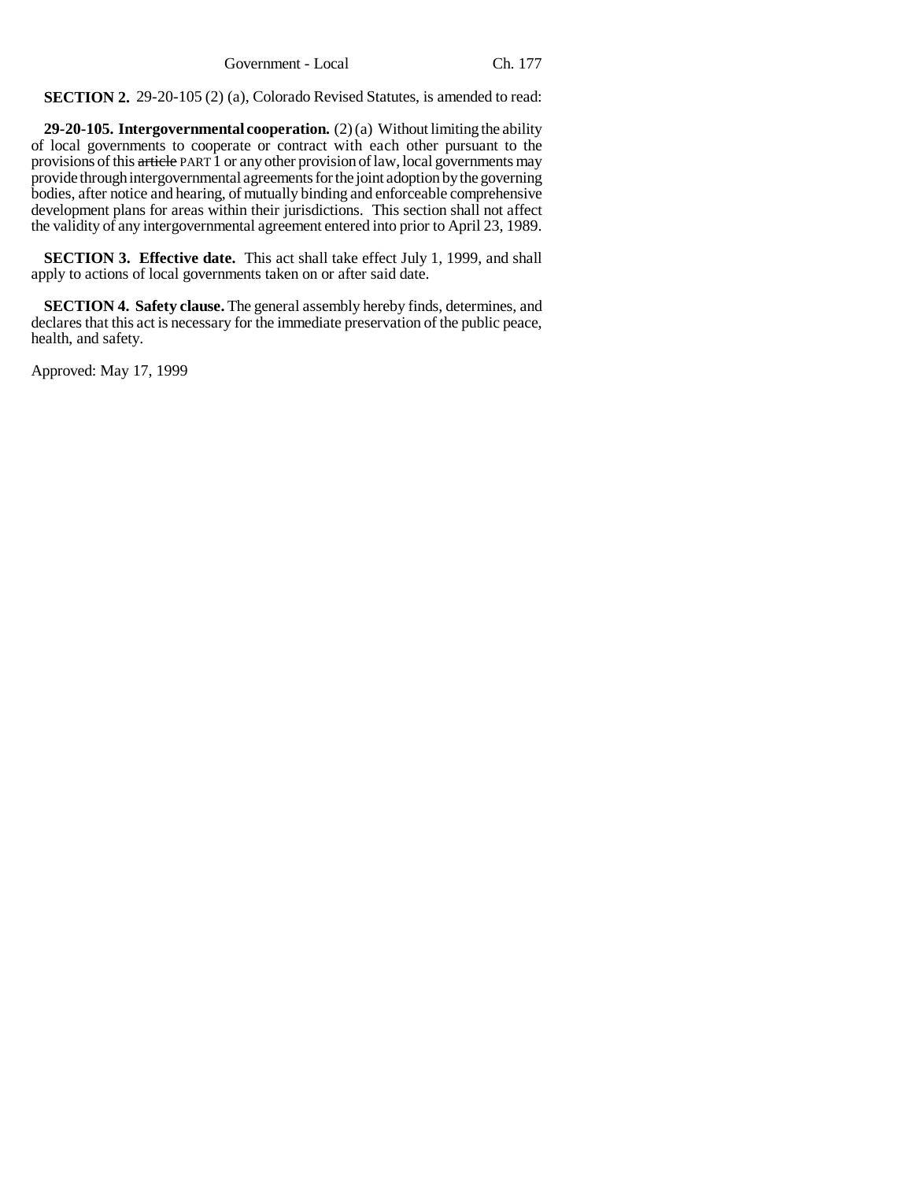**SECTION 2.** 29-20-105 (2) (a), Colorado Revised Statutes, is amended to read:

**29-20-105. Intergovernmental cooperation.** (2) (a) Without limiting the ability of local governments to cooperate or contract with each other pursuant to the provisions of this ~~article~~ PART 1 or any other provision of law, local governments may provide through intergovernmental agreements for the joint adoption by the governing bodies, after notice and hearing, of mutually binding and enforceable comprehensive development plans for areas within their jurisdictions. This section shall not affect the validity of any intergovernmental agreement entered into prior to April 23, 1989.

**SECTION 3. Effective date.** This act shall take effect July 1, 1999, and shall apply to actions of local governments taken on or after said date.

**SECTION 4. Safety clause.** The general assembly hereby finds, determines, and declares that this act is necessary for the immediate preservation of the public peace, health, and safety.

Approved: May 17, 1999